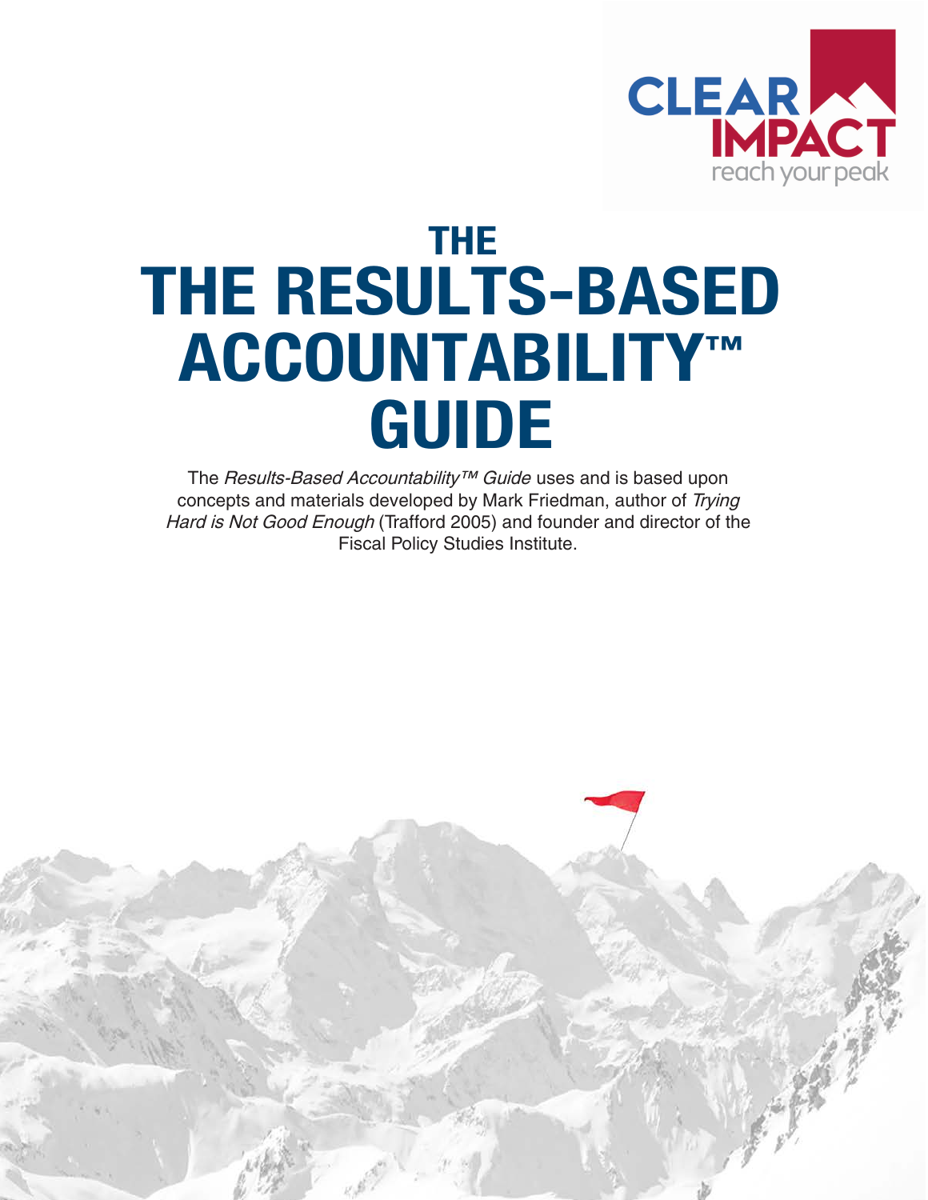CLEAR IMPACT

reach your peak

# THE
# THE RESULTS-BASED ACCOUNTABILITY™ GUIDE

The *Results-Based Accountability™ Guide* uses and is based upon concepts and materials developed by Mark Friedman, author of *Trying Hard is Not Good Enough* (Trafford 2005) and founder and director of the Fiscal Policy Studies Institute.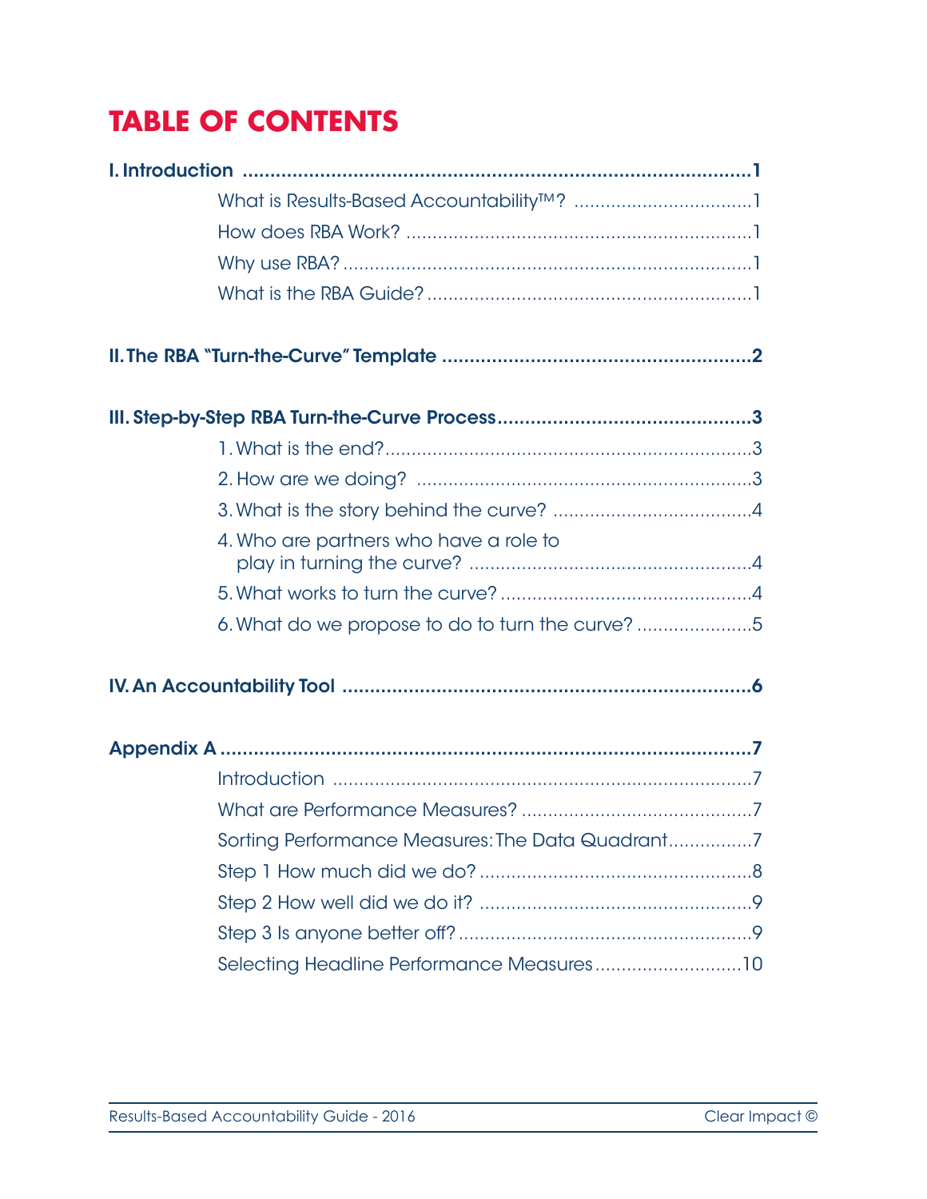# TABLE OF CONTENTS

**I. Introduction** ........................................................................................**1**

- What is Results-Based Accountability™? .................................1
- How does RBA Work? .................................................................1
- Why use RBA? .............................................................................1
- What is the RBA Guide? .............................................................1

**II. The RBA "Turn-the-Curve" Template** .......................................................**2**

**III. Step-by-Step RBA Turn-the-Curve Process** ..............................................**3**

- 1. What is the end? .....................................................................3
- 2. How are we doing? ................................................................3
- 3. What is the story behind the curve? ......................................4
- 4. Who are partners who have a role to play in turning the curve? ....................................................4
- 5. What works to turn the curve? ..............................................4
- 6. What do we propose to do to turn the curve? .....................5

**IV. An Accountability Tool** ..........................................................................**6**

**Appendix A** ...............................................................................................**7**

- Introduction ..............................................................................7
- What are Performance Measures? ...........................................7
- Sorting Performance Measures: The Data Quadrant ................7
- Step 1 How much did we do? ...................................................8
- Step 2 How well did we do it? ...................................................9
- Step 3 Is anyone better off? .......................................................9
- Selecting Headline Performance Measures ............................10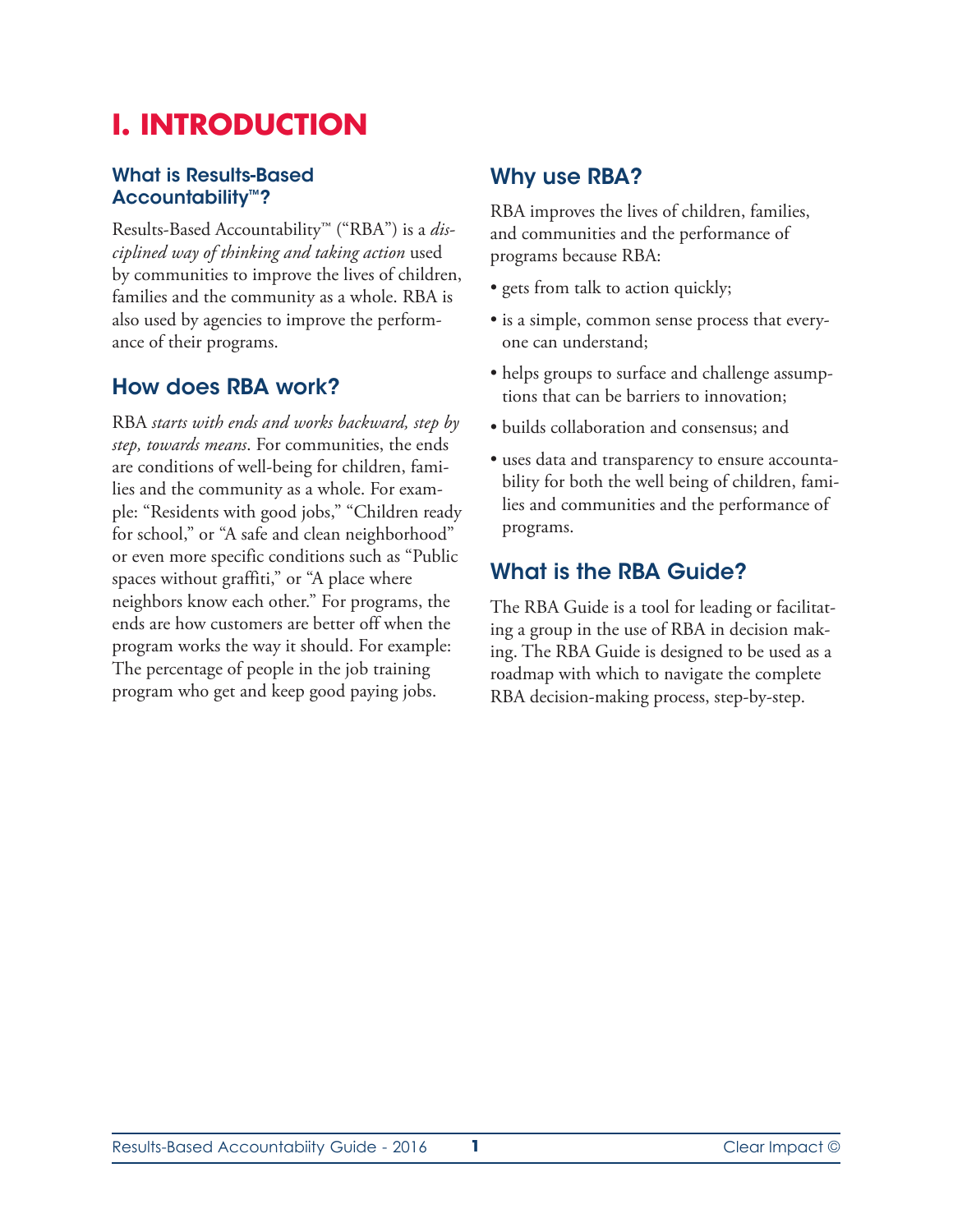# I. INTRODUCTION

### What is Results-Based Accountability™?

Results-Based Accountability™ ("RBA") is a *disciplined way of thinking and taking action* used by communities to improve the lives of children, families and the community as a whole. RBA is also used by agencies to improve the performance of their programs.

## How does RBA work?

RBA *starts with ends and works backward, step by step, towards means*. For communities, the ends are conditions of well-being for children, families and the community as a whole. For example: "Residents with good jobs," "Children ready for school," or "A safe and clean neighborhood" or even more specific conditions such as "Public spaces without graffiti," or "A place where neighbors know each other." For programs, the ends are how customers are better off when the program works the way it should. For example: The percentage of people in the job training program who get and keep good paying jobs.

## Why use RBA?

RBA improves the lives of children, families, and communities and the performance of programs because RBA:

- gets from talk to action quickly;
- is a simple, common sense process that everyone can understand;
- helps groups to surface and challenge assumptions that can be barriers to innovation;
- builds collaboration and consensus; and
- uses data and transparency to ensure accountability for both the well being of children, families and communities and the performance of programs.

## What is the RBA Guide?

The RBA Guide is a tool for leading or facilitating a group in the use of RBA in decision making. The RBA Guide is designed to be used as a roadmap with which to navigate the complete RBA decision-making process, step-by-step.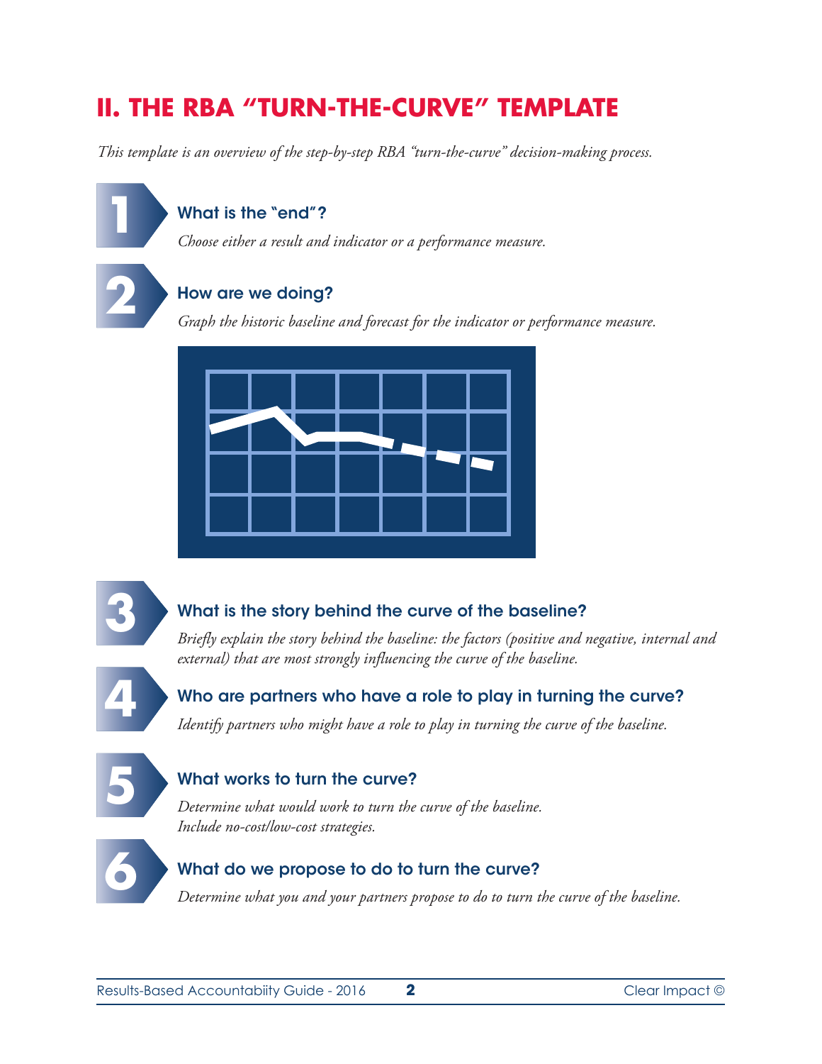## II. THE RBA "TURN-THE-CURVE" TEMPLATE

*This template is an overview of the step-by-step RBA "turn-the-curve" decision-making process.*

### 1 What is the "end"?

*Choose either a result and indicator or a performance measure.*

### 2 How are we doing?

*Graph the historic baseline and forecast for the indicator or performance measure.*

### 3 What is the story behind the curve of the baseline?

*Briefly explain the story behind the baseline: the factors (positive and negative, internal and external) that are most strongly influencing the curve of the baseline.*

### 4 Who are partners who have a role to play in turning the curve?

*Identify partners who might have a role to play in turning the curve of the baseline.*

### 5 What works to turn the curve?

*Determine what would work to turn the curve of the baseline.*
*Include no-cost/low-cost strategies.*

### 6 What do we propose to do to turn the curve?

*Determine what you and your partners propose to do to turn the curve of the baseline.*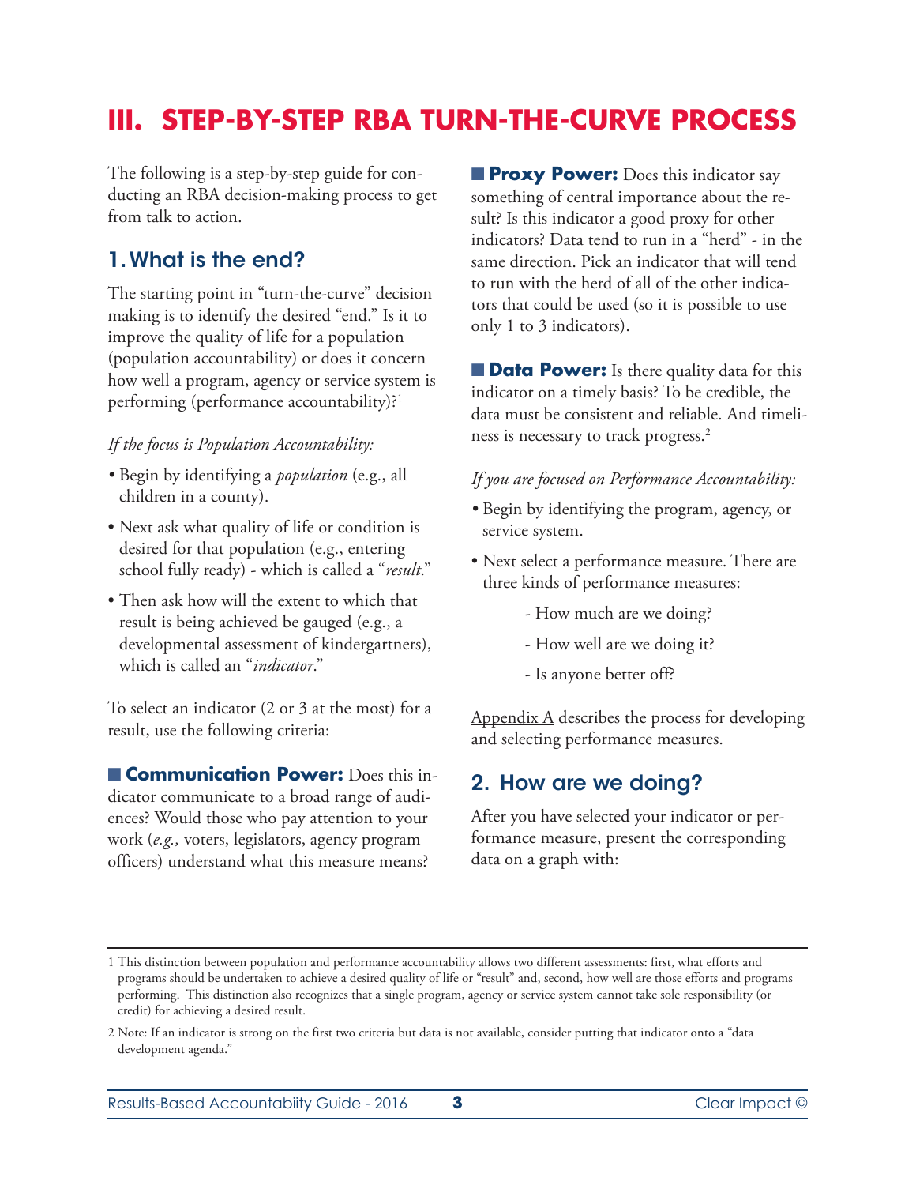# III. STEP-BY-STEP RBA TURN-THE-CURVE PROCESS

The following is a step-by-step guide for conducting an RBA decision-making process to get from talk to action.

## 1. What is the end?

The starting point in "turn-the-curve" decision making is to identify the desired "end." Is it to improve the quality of life for a population (population accountability) or does it concern how well a program, agency or service system is performing (performance accountability)?[1]

*If the focus is Population Accountability:*

- Begin by identifying a *population* (e.g., all children in a county).
- Next ask what quality of life or condition is desired for that population (e.g., entering school fully ready) - which is called a "*result*."
- Then ask how will the extent to which that result is being achieved be gauged (e.g., a developmental assessment of kindergartners), which is called an "*indicator*."

To select an indicator (2 or 3 at the most) for a result, use the following criteria:

■ **Communication Power:** Does this indicator communicate to a broad range of audiences? Would those who pay attention to your work (*e.g.,* voters, legislators, agency program officers) understand what this measure means?

■ **Proxy Power:** Does this indicator say something of central importance about the result? Is this indicator a good proxy for other indicators? Data tend to run in a "herd" - in the same direction. Pick an indicator that will tend to run with the herd of all of the other indicators that could be used (so it is possible to use only 1 to 3 indicators).

■ **Data Power:** Is there quality data for this indicator on a timely basis? To be credible, the data must be consistent and reliable. And timeliness is necessary to track progress.[2]

*If you are focused on Performance Accountability:*

- Begin by identifying the program, agency, or service system.
- Next select a performance measure. There are three kinds of performance measures:
  - How much are we doing?
  - How well are we doing it?
  - Is anyone better off?

Appendix A describes the process for developing and selecting performance measures.

## 2. How are we doing?

After you have selected your indicator or performance measure, present the corresponding data on a graph with:

---

1 This distinction between population and performance accountability allows two different assessments: first, what efforts and programs should be undertaken to achieve a desired quality of life or "result" and, second, how well are those efforts and programs performing. This distinction also recognizes that a single program, agency or service system cannot take sole responsibility (or credit) for achieving a desired result.

2 Note: If an indicator is strong on the first two criteria but data is not available, consider putting that indicator onto a "data development agenda."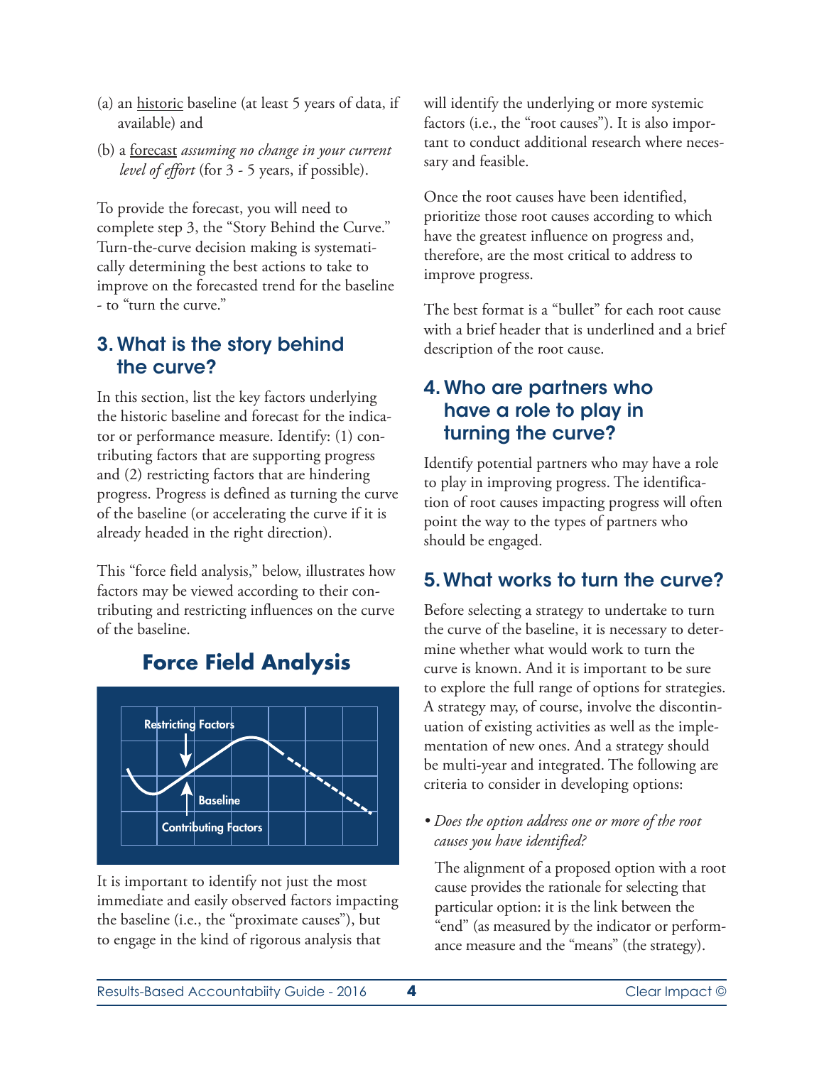(a) an historic baseline (at least 5 years of data, if available) and

(b) a forecast *assuming no change in your current level of effort* (for 3 - 5 years, if possible).

To provide the forecast, you will need to complete step 3, the "Story Behind the Curve." Turn-the-curve decision making is systematically determining the best actions to take to improve on the forecasted trend for the baseline - to "turn the curve."

## 3. What is the story behind the curve?

In this section, list the key factors underlying the historic baseline and forecast for the indicator or performance measure. Identify: (1) contributing factors that are supporting progress and (2) restricting factors that are hindering progress. Progress is defined as turning the curve of the baseline (or accelerating the curve if it is already headed in the right direction).

This "force field analysis," below, illustrates how factors may be viewed according to their contributing and restricting influences on the curve of the baseline.

### Force Field Analysis

Restricting Factors

Baseline

Contributing Factors

It is important to identify not just the most immediate and easily observed factors impacting the baseline (i.e., the "proximate causes"), but to engage in the kind of rigorous analysis that will identify the underlying or more systemic factors (i.e., the "root causes"). It is also important to conduct additional research where necessary and feasible.

Once the root causes have been identified, prioritize those root causes according to which have the greatest influence on progress and, therefore, are the most critical to address to improve progress.

The best format is a "bullet" for each root cause with a brief header that is underlined and a brief description of the root cause.

## 4. Who are partners who have a role to play in turning the curve?

Identify potential partners who may have a role to play in improving progress. The identification of root causes impacting progress will often point the way to the types of partners who should be engaged.

## 5. What works to turn the curve?

Before selecting a strategy to undertake to turn the curve of the baseline, it is necessary to determine whether what would work to turn the curve is known. And it is important to be sure to explore the full range of options for strategies. A strategy may, of course, involve the discontinuation of existing activities as well as the implementation of new ones. And a strategy should be multi-year and integrated. The following are criteria to consider in developing options:

- *Does the option address one or more of the root causes you have identified?*

  The alignment of a proposed option with a root cause provides the rationale for selecting that particular option: it is the link between the "end" (as measured by the indicator or performance measure and the "means" (the strategy).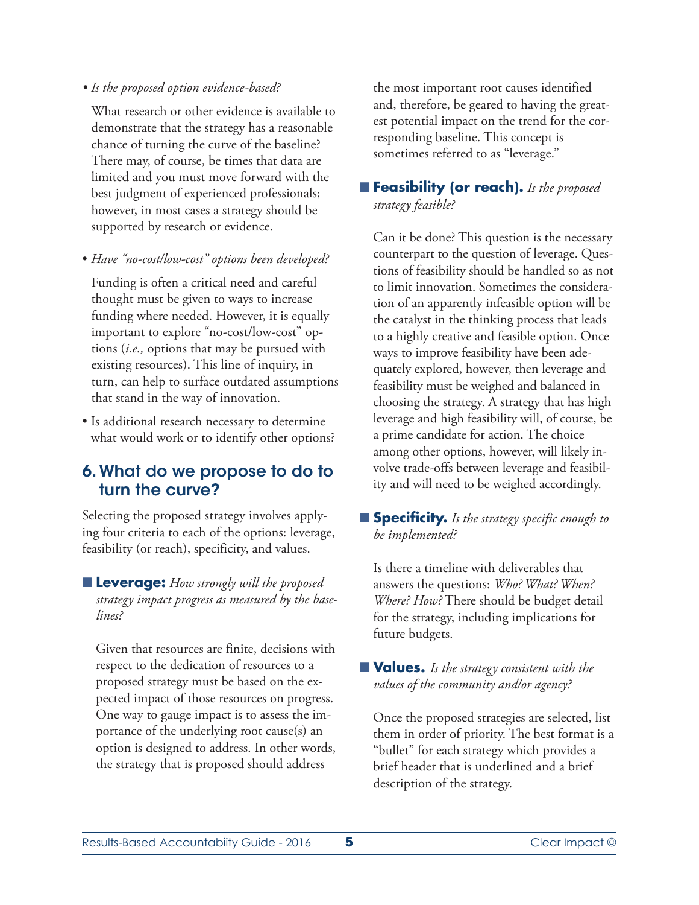- *Is the proposed option evidence-based?*

  What research or other evidence is available to demonstrate that the strategy has a reasonable chance of turning the curve of the baseline? There may, of course, be times that data are limited and you must move forward with the best judgment of experienced professionals; however, in most cases a strategy should be supported by research or evidence.

- *Have "no-cost/low-cost" options been developed?*

  Funding is often a critical need and careful thought must be given to ways to increase funding where needed. However, it is equally important to explore "no-cost/low-cost" options (*i.e.,* options that may be pursued with existing resources). This line of inquiry, in turn, can help to surface outdated assumptions that stand in the way of innovation.

- Is additional research necessary to determine what would work or to identify other options?

## 6. What do we propose to do to turn the curve?

Selecting the proposed strategy involves applying four criteria to each of the options: leverage, feasibility (or reach), specificity, and values.

- **Leverage:** *How strongly will the proposed strategy impact progress as measured by the baselines?*

  Given that resources are finite, decisions with respect to the dedication of resources to a proposed strategy must be based on the expected impact of those resources on progress. One way to gauge impact is to assess the importance of the underlying root cause(s) an option is designed to address. In other words, the strategy that is proposed should address the most important root causes identified and, therefore, be geared to having the greatest potential impact on the trend for the corresponding baseline. This concept is sometimes referred to as "leverage."

- **Feasibility (or reach).** *Is the proposed strategy feasible?*

  Can it be done? This question is the necessary counterpart to the question of leverage. Questions of feasibility should be handled so as not to limit innovation. Sometimes the consideration of an apparently infeasible option will be the catalyst in the thinking process that leads to a highly creative and feasible option. Once ways to improve feasibility have been adequately explored, however, then leverage and feasibility must be weighed and balanced in choosing the strategy. A strategy that has high leverage and high feasibility will, of course, be a prime candidate for action. The choice among other options, however, will likely involve trade-offs between leverage and feasibility and will need to be weighed accordingly.

- **Specificity.** *Is the strategy specific enough to be implemented?*

  Is there a timeline with deliverables that answers the questions: *Who? What? When? Where? How?* There should be budget detail for the strategy, including implications for future budgets.

- **Values.** *Is the strategy consistent with the values of the community and/or agency?*

  Once the proposed strategies are selected, list them in order of priority. The best format is a "bullet" for each strategy which provides a brief header that is underlined and a brief description of the strategy.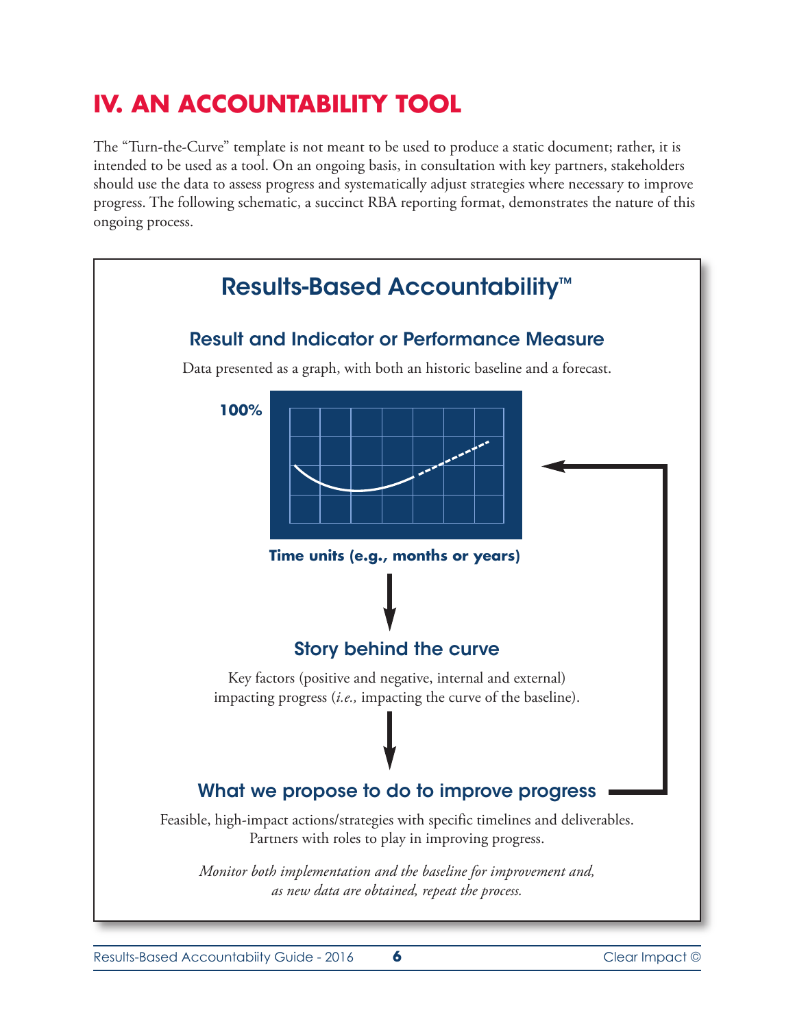# IV. AN ACCOUNTABILITY TOOL

The "Turn-the-Curve" template is not meant to be used to produce a static document; rather, it is intended to be used as a tool. On an ongoing basis, in consultation with key partners, stakeholders should use the data to assess progress and systematically adjust strategies where necessary to improve progress. The following schematic, a succinct RBA reporting format, demonstrates the nature of this ongoing process.

## Results-Based Accountability™

### Result and Indicator or Performance Measure

Data presented as a graph, with both an historic baseline and a forecast.

**100%**

**Time units (e.g., months or years)**

### Story behind the curve

Key factors (positive and negative, internal and external) impacting progress (*i.e.,* impacting the curve of the baseline).

### What we propose to do to improve progress

Feasible, high-impact actions/strategies with specific timelines and deliverables. Partners with roles to play in improving progress.

*Monitor both implementation and the baseline for improvement and, as new data are obtained, repeat the process.*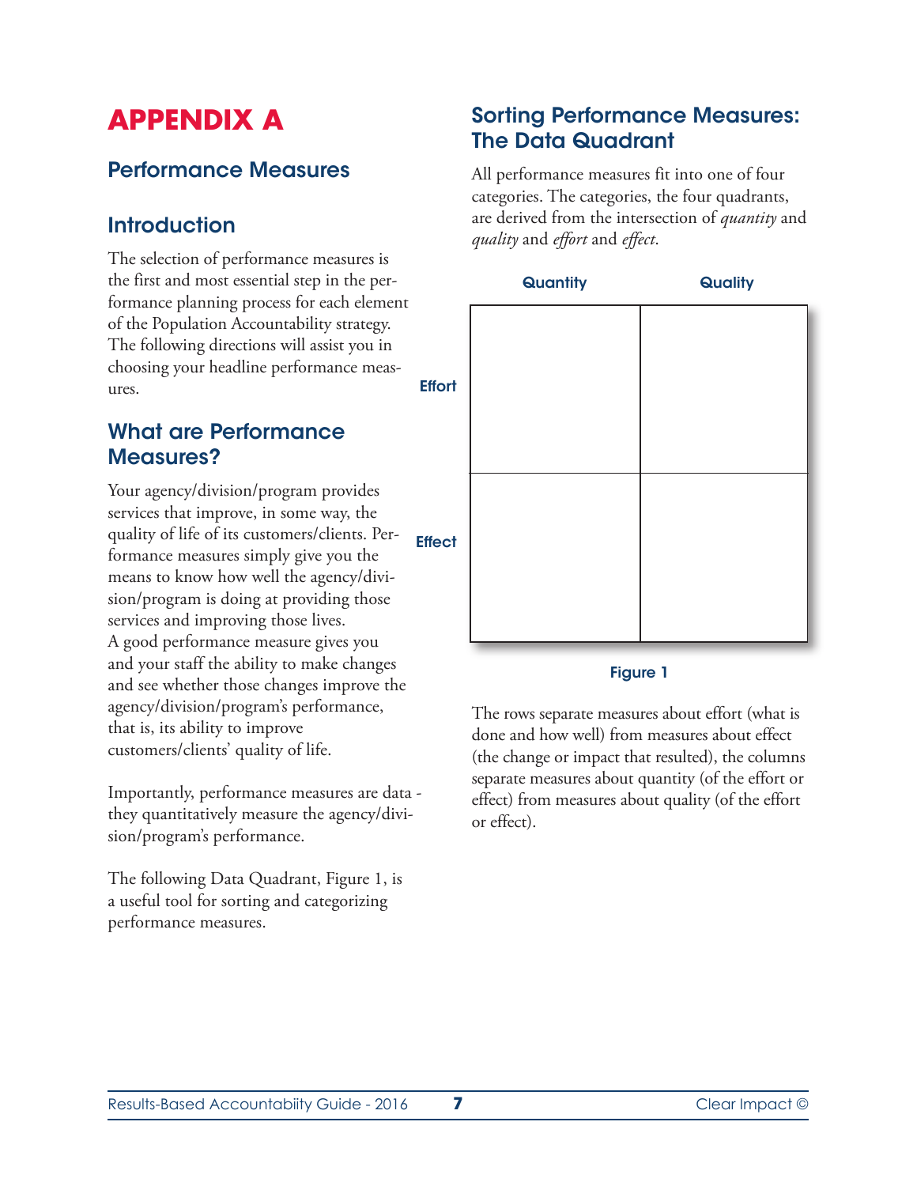# APPENDIX A

## Performance Measures

## Introduction

The selection of performance measures is the first and most essential step in the performance planning process for each element of the Population Accountability strategy. The following directions will assist you in choosing your headline performance measures.

## What are Performance Measures?

Your agency/division/program provides services that improve, in some way, the quality of life of its customers/clients. Performance measures simply give you the means to know how well the agency/division/program is doing at providing those services and improving those lives. A good performance measure gives you and your staff the ability to make changes and see whether those changes improve the agency/division/program's performance, that is, its ability to improve customers/clients' quality of life.

Importantly, performance measures are data - they quantitatively measure the agency/division/program's performance.

The following Data Quadrant, Figure 1, is a useful tool for sorting and categorizing performance measures.

## Sorting Performance Measures: The Data Quadrant

All performance measures fit into one of four categories. The categories, the four quadrants, are derived from the intersection of *quantity* and *quality* and *effort* and *effect*.

| | Quantity | Quality |
|---|---|---|
| Effort | | |
| Effect | | |

Figure 1

The rows separate measures about effort (what is done and how well) from measures about effect (the change or impact that resulted), the columns separate measures about quantity (of the effort or effect) from measures about quality (of the effort or effect).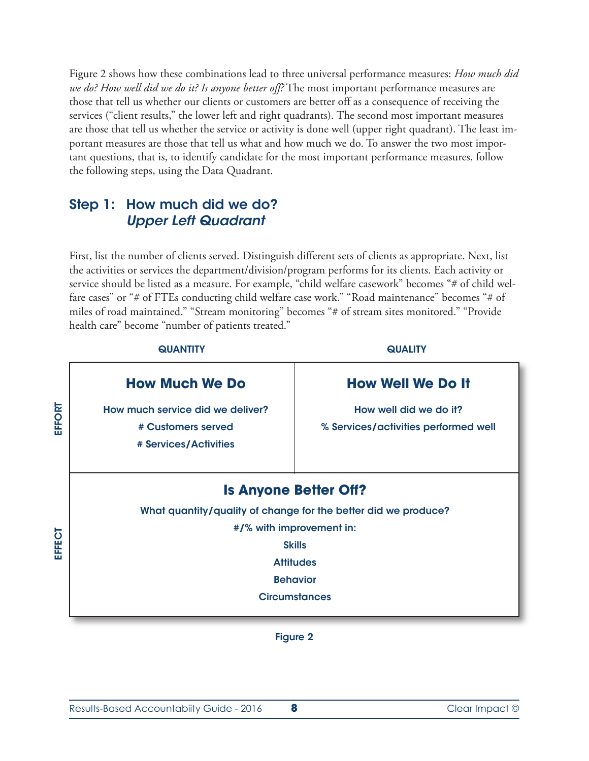Figure 2 shows how these combinations lead to three universal performance measures: *How much did we do? How well did we do it? Is anyone better off?* The most important performance measures are those that tell us whether our clients or customers are better off as a consequence of receiving the services ("client results," the lower left and right quadrants). The second most important measures are those that tell us whether the service or activity is done well (upper right quadrant). The least important measures are those that tell us what and how much we do. To answer the two most important questions, that is, to identify candidate for the most important performance measures, follow the following steps, using the Data Quadrant.

## Step 1: How much did we do? *Upper Left Quadrant*

First, list the number of clients served. Distinguish different sets of clients as appropriate. Next, list the activities or services the department/division/program performs for its clients. Each activity or service should be listed as a measure. For example, "child welfare casework" becomes "# of child welfare cases" or "# of FTEs conducting child welfare case work." "Road maintenance" becomes "# of miles of road maintained." "Stream monitoring" becomes "# of stream sites monitored." "Provide health care" become "number of patients treated."

| | QUANTITY | QUALITY |
|---|---|---|
| EFFORT | **How Much We Do**<br>How much service did we deliver?<br># Customers served<br># Services/Activities | **How Well We Do It**<br>How well did we do it?<br>% Services/activities performed well |
| EFFECT | **Is Anyone Better Off?**<br>What quantity/quality of change for the better did we produce?<br>#/% with improvement in:<br>Skills<br>Attitudes<br>Behavior<br>Circumstances | |

Figure 2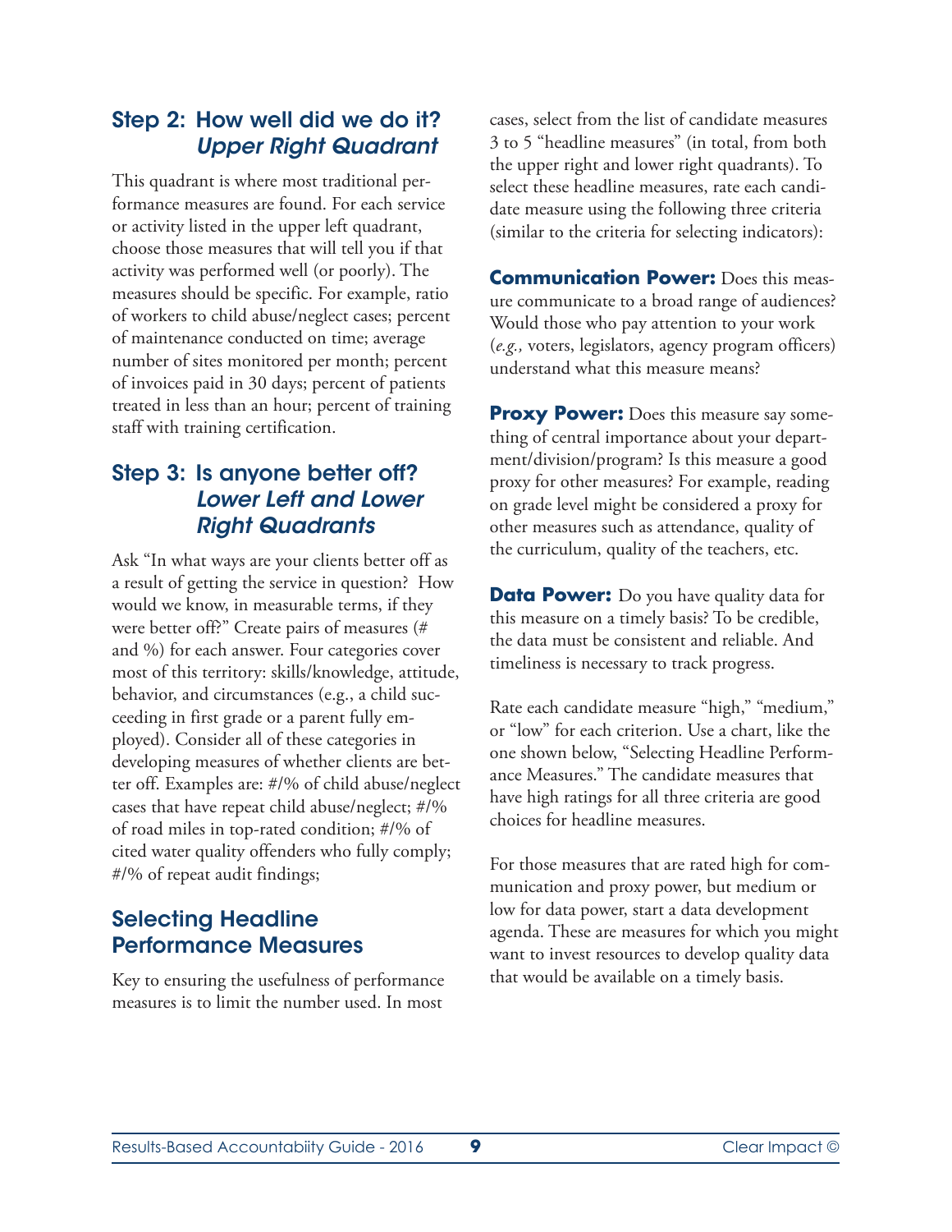## Step 2: How well did we do it? *Upper Right Quadrant*

This quadrant is where most traditional performance measures are found. For each service or activity listed in the upper left quadrant, choose those measures that will tell you if that activity was performed well (or poorly). The measures should be specific. For example, ratio of workers to child abuse/neglect cases; percent of maintenance conducted on time; average number of sites monitored per month; percent of invoices paid in 30 days; percent of patients treated in less than an hour; percent of training staff with training certification.

## Step 3: Is anyone better off? *Lower Left and Lower Right Quadrants*

Ask "In what ways are your clients better off as a result of getting the service in question? How would we know, in measurable terms, if they were better off?" Create pairs of measures (# and %) for each answer. Four categories cover most of this territory: skills/knowledge, attitude, behavior, and circumstances (e.g., a child succeeding in first grade or a parent fully employed). Consider all of these categories in developing measures of whether clients are better off. Examples are: #/% of child abuse/neglect cases that have repeat child abuse/neglect; #/% of road miles in top-rated condition; #/% of cited water quality offenders who fully comply; #/% of repeat audit findings;

## Selecting Headline Performance Measures

Key to ensuring the usefulness of performance measures is to limit the number used. In most cases, select from the list of candidate measures 3 to 5 "headline measures" (in total, from both the upper right and lower right quadrants). To select these headline measures, rate each candidate measure using the following three criteria (similar to the criteria for selecting indicators):

**Communication Power:** Does this measure communicate to a broad range of audiences? Would those who pay attention to your work (*e.g.,* voters, legislators, agency program officers) understand what this measure means?

**Proxy Power:** Does this measure say something of central importance about your department/division/program? Is this measure a good proxy for other measures? For example, reading on grade level might be considered a proxy for other measures such as attendance, quality of the curriculum, quality of the teachers, etc.

**Data Power:** Do you have quality data for this measure on a timely basis? To be credible, the data must be consistent and reliable. And timeliness is necessary to track progress.

Rate each candidate measure "high," "medium," or "low" for each criterion. Use a chart, like the one shown below, "Selecting Headline Performance Measures." The candidate measures that have high ratings for all three criteria are good choices for headline measures.

For those measures that are rated high for communication and proxy power, but medium or low for data power, start a data development agenda. These are measures for which you might want to invest resources to develop quality data that would be available on a timely basis.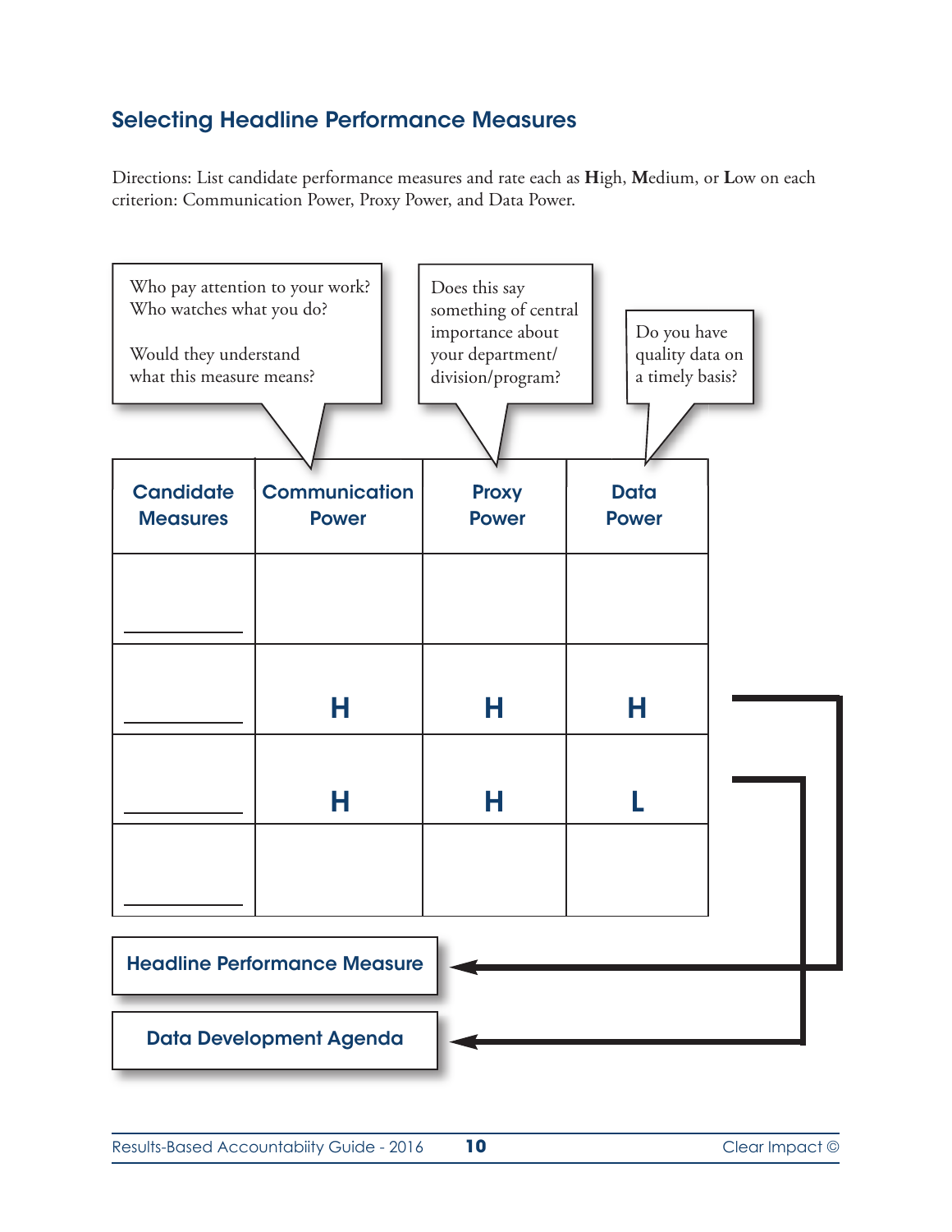## Selecting Headline Performance Measures

Directions: List candidate performance measures and rate each as **H**igh, **M**edium, or **L**ow on each criterion: Communication Power, Proxy Power, and Data Power.

Who pay attention to your work? Who watches what you do?

Would they understand what this measure means?

Does this say something of central importance about your department/ division/program?

Do you have quality data on a timely basis?

| Candidate Measures | Communication Power | Proxy Power | Data Power |
|---|---|---|---|
| ________ | | | |
| ________ | H | H | H |
| ________ | H | H | L |
| ________ | | | |

**Headline Performance Measure**

**Data Development Agenda**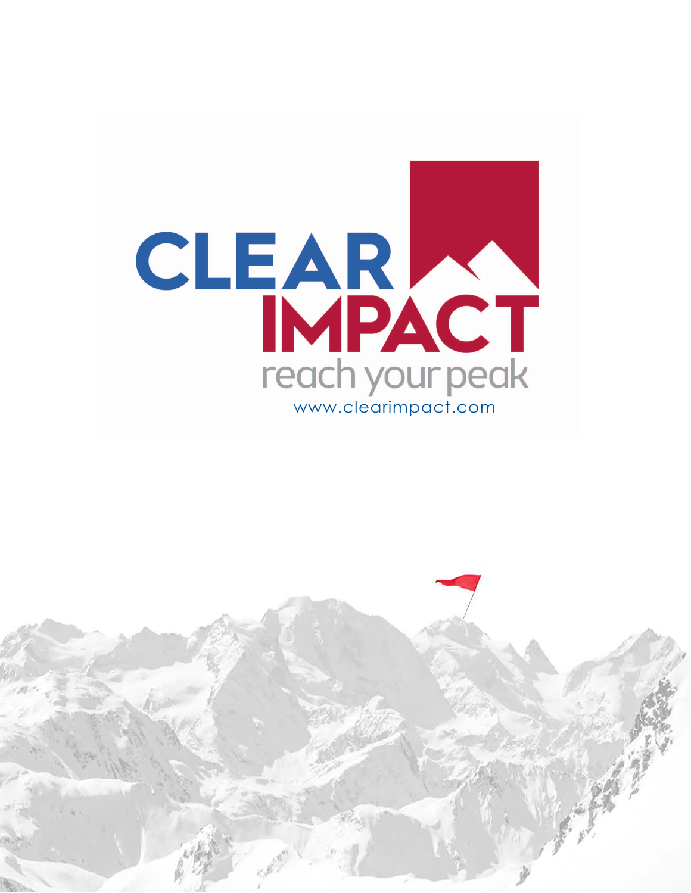CLEAR IMPACT

reach your peak

www.clearimpact.com